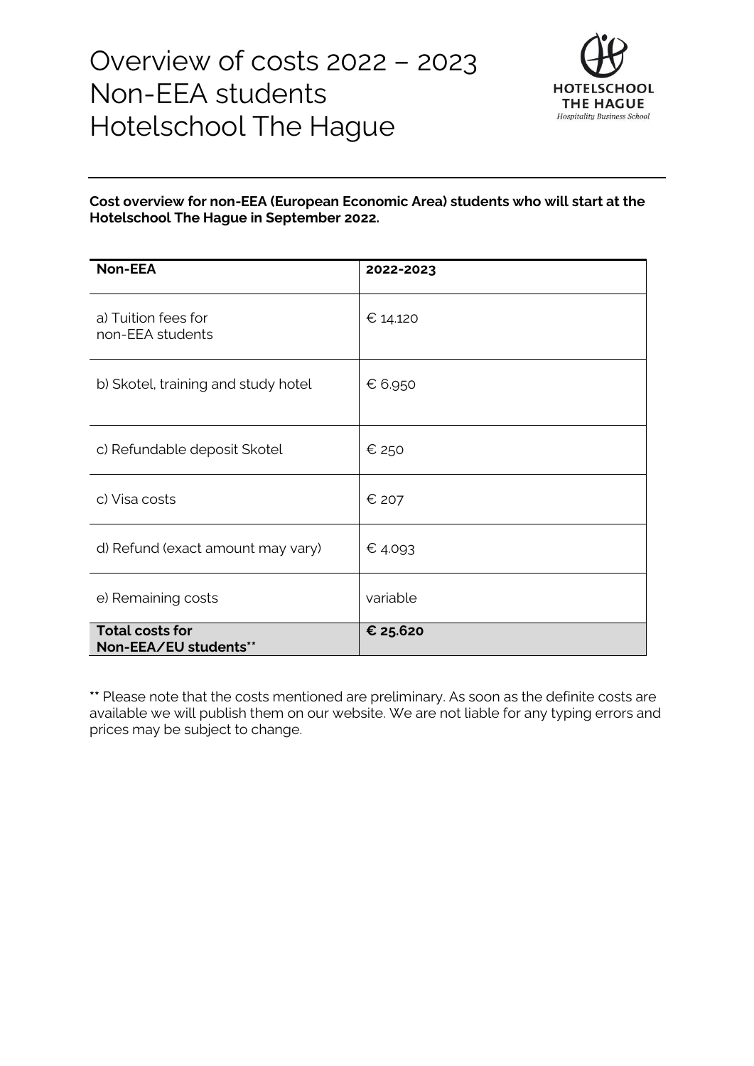# Overview of costs 2022 – 2023
# Non-EEA students
# Hotelschool The Hague

**Cost overview for non-EEA (European Economic Area) students who will start at the Hotelschool The Hague in September 2022.**

| Non-EEA | 2022-2023 |
| --- | --- |
| a) Tuition fees for non-EEA students | € 14.120 |
| b) Skotel, training and study hotel | € 6.950 |
| c) Refundable deposit Skotel | € 250 |
| c) Visa costs | € 207 |
| d) Refund (exact amount may vary) | € 4.093 |
| e) Remaining costs | variable |
| **Total costs for Non-EEA/EU students\*\*** | **€ 25.620** |

\*\* Please note that the costs mentioned are preliminary. As soon as the definite costs are available we will publish them on our website. We are not liable for any typing errors and prices may be subject to change.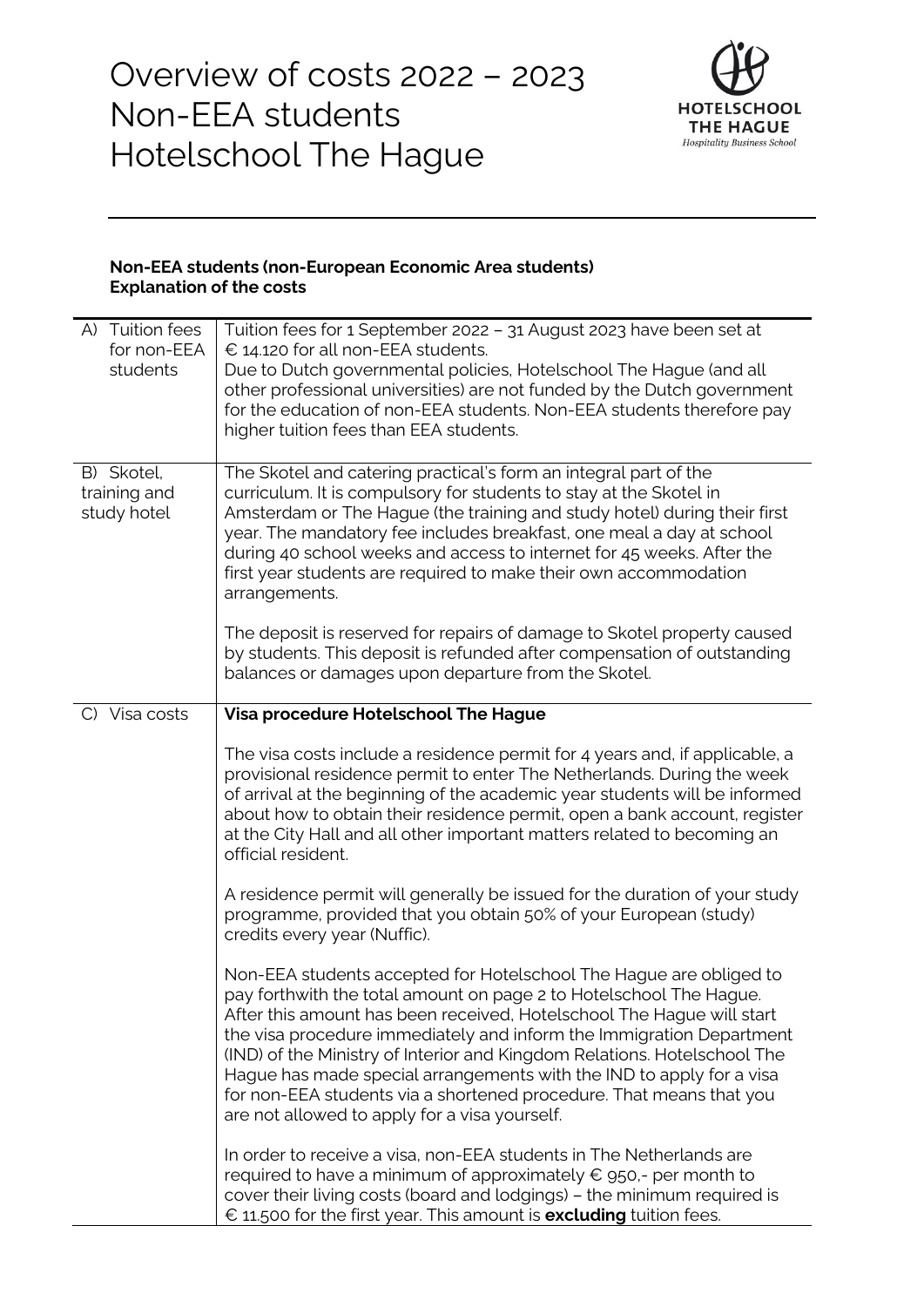# Overview of costs 2022 – 2023
# Non-EEA students
# Hotelschool The Hague

HOTELSCHOOL THE HAGUE
*Hospitality Business School*

**Non-EEA students (non-European Economic Area students)**
**Explanation of the costs**

| | |
|---|---|
| A) Tuition fees for non-EEA students | Tuition fees for 1 September 2022 – 31 August 2023 have been set at € 14.120 for all non-EEA students.<br>Due to Dutch governmental policies, Hotelschool The Hague (and all other professional universities) are not funded by the Dutch government for the education of non-EEA students. Non-EEA students therefore pay higher tuition fees than EEA students. |
| B) Skotel, training and study hotel | The Skotel and catering practical's form an integral part of the curriculum. It is compulsory for students to stay at the Skotel in Amsterdam or The Hague (the training and study hotel) during their first year. The mandatory fee includes breakfast, one meal a day at school during 40 school weeks and access to internet for 45 weeks. After the first year students are required to make their own accommodation arrangements.<br><br>The deposit is reserved for repairs of damage to Skotel property caused by students. This deposit is refunded after compensation of outstanding balances or damages upon departure from the Skotel. |
| C) Visa costs | **Visa procedure Hotelschool The Hague**<br><br>The visa costs include a residence permit for 4 years and, if applicable, a provisional residence permit to enter The Netherlands. During the week of arrival at the beginning of the academic year students will be informed about how to obtain their residence permit, open a bank account, register at the City Hall and all other important matters related to becoming an official resident.<br><br>A residence permit will generally be issued for the duration of your study programme, provided that you obtain 50% of your European (study) credits every year (Nuffic).<br><br>Non-EEA students accepted for Hotelschool The Hague are obliged to pay forthwith the total amount on page 2 to Hotelschool The Hague. After this amount has been received, Hotelschool The Hague will start the visa procedure immediately and inform the Immigration Department (IND) of the Ministry of Interior and Kingdom Relations. Hotelschool The Hague has made special arrangements with the IND to apply for a visa for non-EEA students via a shortened procedure. That means that you are not allowed to apply for a visa yourself.<br><br>In order to receive a visa, non-EEA students in The Netherlands are required to have a minimum of approximately € 950,- per month to cover their living costs (board and lodgings) – the minimum required is € 11.500 for the first year. This amount is **excluding** tuition fees. |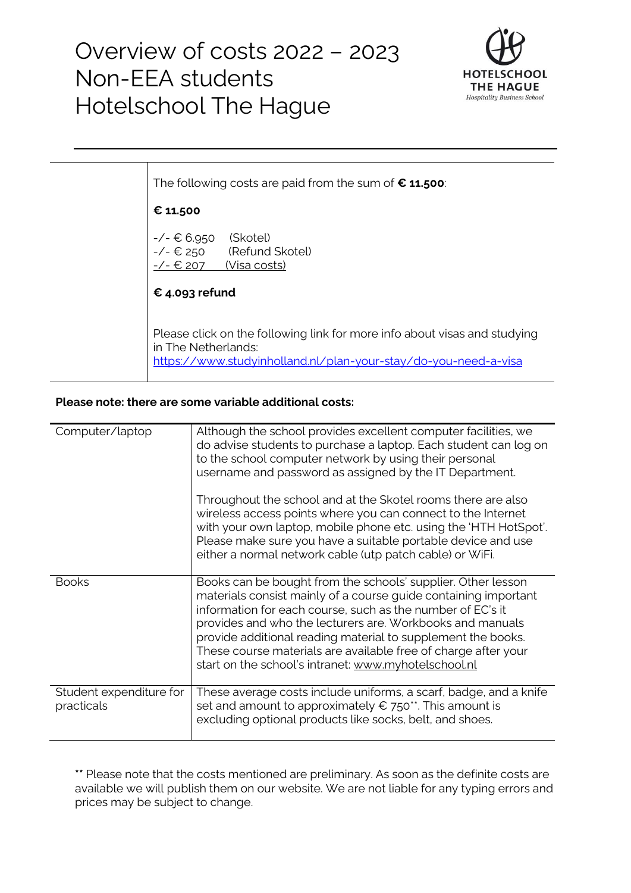# Overview of costs 2022 – 2023 Non-EEA students Hotelschool The Hague

|  |  |
|---|---|
|  | The following costs are paid from the sum of **€ 11.500**:<br><br>**€ 11.500**<br><br>-/- € 6.950 (Skotel)<br>-/- € 250 (Refund Skotel)<br>-/- € 207 (Visa costs)<br><br>**€ 4.093 refund**<br><br>Please click on the following link for more info about visas and studying in The Netherlands:<br>https://www.studyinholland.nl/plan-your-stay/do-you-need-a-visa |

**Please note: there are some variable additional costs:**

| | |
|---|---|
| Computer/laptop | Although the school provides excellent computer facilities, we do advise students to purchase a laptop. Each student can log on to the school computer network by using their personal username and password as assigned by the IT Department.<br><br>Throughout the school and at the Skotel rooms there are also wireless access points where you can connect to the Internet with your own laptop, mobile phone etc. using the 'HTH HotSpot'. Please make sure you have a suitable portable device and use either a normal network cable (utp patch cable) or WiFi. |
| Books | Books can be bought from the schools' supplier. Other lesson materials consist mainly of a course guide containing important information for each course, such as the number of EC's it provides and who the lecturers are. Workbooks and manuals provide additional reading material to supplement the books. These course materials are available free of charge after your start on the school's intranet: www.myhotelschool.nl |
| Student expenditure for practicals | These average costs include uniforms, a scarf, badge, and a knife set and amount to approximately € 750**. This amount is excluding optional products like socks, belt, and shoes. |

** Please note that the costs mentioned are preliminary. As soon as the definite costs are available we will publish them on our website. We are not liable for any typing errors and prices may be subject to change.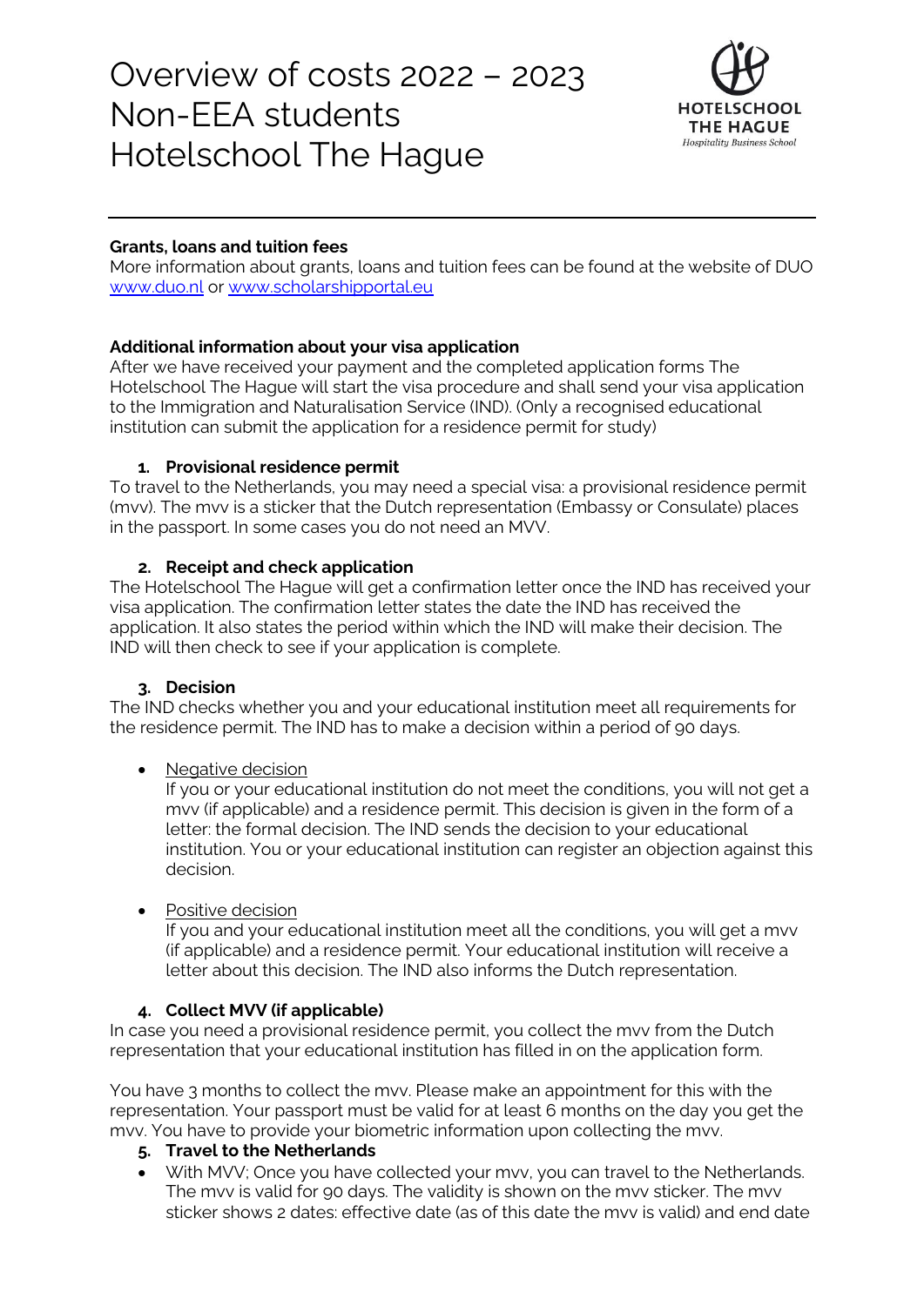# Overview of costs 2022 – 2023 Non-EEA students Hotelschool The Hague

**Grants, loans and tuition fees**
More information about grants, loans and tuition fees can be found at the website of DUO www.duo.nl or www.scholarshipportal.eu

**Additional information about your visa application**
After we have received your payment and the completed application forms The Hotelschool The Hague will start the visa procedure and shall send your visa application to the Immigration and Naturalisation Service (IND). (Only a recognised educational institution can submit the application for a residence permit for study)

1. **Provisional residence permit**

To travel to the Netherlands, you may need a special visa: a provisional residence permit (mvv). The mvv is a sticker that the Dutch representation (Embassy or Consulate) places in the passport. In some cases you do not need an MVV.

2. **Receipt and check application**

The Hotelschool The Hague will get a confirmation letter once the IND has received your visa application. The confirmation letter states the date the IND has received the application. It also states the period within which the IND will make their decision. The IND will then check to see if your application is complete.

3. **Decision**

The IND checks whether you and your educational institution meet all requirements for the residence permit. The IND has to make a decision within a period of 90 days.

- Negative decision
  If you or your educational institution do not meet the conditions, you will not get a mvv (if applicable) and a residence permit. This decision is given in the form of a letter: the formal decision. The IND sends the decision to your educational institution. You or your educational institution can register an objection against this decision.

- Positive decision
  If you and your educational institution meet all the conditions, you will get a mvv (if applicable) and a residence permit. Your educational institution will receive a letter about this decision. The IND also informs the Dutch representation.

4. **Collect MVV (if applicable)**

In case you need a provisional residence permit, you collect the mvv from the Dutch representation that your educational institution has filled in on the application form.

You have 3 months to collect the mvv. Please make an appointment for this with the representation. Your passport must be valid for at least 6 months on the day you get the mvv. You have to provide your biometric information upon collecting the mvv.

5. **Travel to the Netherlands**

- With MVV; Once you have collected your mvv, you can travel to the Netherlands. The mvv is valid for 90 days. The validity is shown on the mvv sticker. The mvv sticker shows 2 dates: effective date (as of this date the mvv is valid) and end date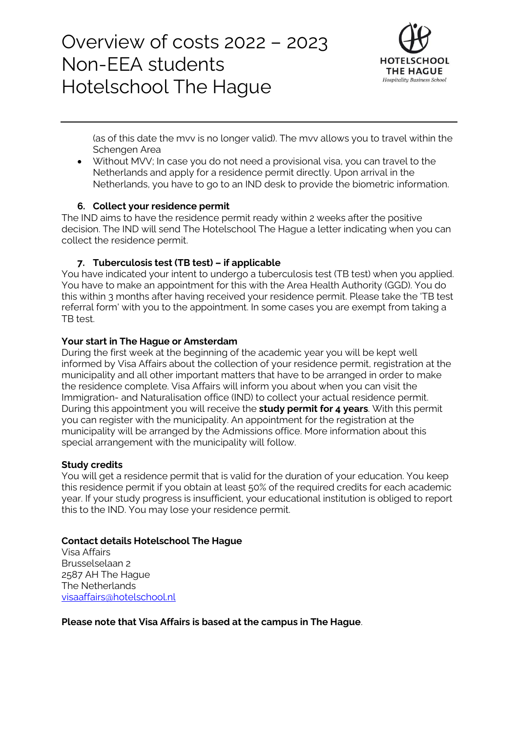(as of this date the mvv is no longer valid). The mvv allows you to travel within the Schengen Area

- Without MVV; In case you do not need a provisional visa, you can travel to the Netherlands and apply for a residence permit directly. Upon arrival in the Netherlands, you have to go to an IND desk to provide the biometric information.

### 6. Collect your residence permit

The IND aims to have the residence permit ready within 2 weeks after the positive decision. The IND will send The Hotelschool The Hague a letter indicating when you can collect the residence permit.

### 7. Tuberculosis test (TB test) – if applicable

You have indicated your intent to undergo a tuberculosis test (TB test) when you applied. You have to make an appointment for this with the Area Health Authority (GGD). You do this within 3 months after having received your residence permit. Please take the 'TB test referral form' with you to the appointment. In some cases you are exempt from taking a TB test.

**Your start in The Hague or Amsterdam**

During the first week at the beginning of the academic year you will be kept well informed by Visa Affairs about the collection of your residence permit, registration at the municipality and all other important matters that have to be arranged in order to make the residence complete. Visa Affairs will inform you about when you can visit the Immigration- and Naturalisation office (IND) to collect your actual residence permit. During this appointment you will receive the **study permit for 4 years**. With this permit you can register with the municipality. An appointment for the registration at the municipality will be arranged by the Admissions office. More information about this special arrangement with the municipality will follow.

**Study credits**

You will get a residence permit that is valid for the duration of your education. You keep this residence permit if you obtain at least 50% of the required credits for each academic year. If your study progress is insufficient, your educational institution is obliged to report this to the IND. You may lose your residence permit.

**Contact details Hotelschool The Hague**

Visa Affairs
Brusselselaan 2
2587 AH The Hague
The Netherlands
visaaffairs@hotelschool.nl

**Please note that Visa Affairs is based at the campus in The Hague**.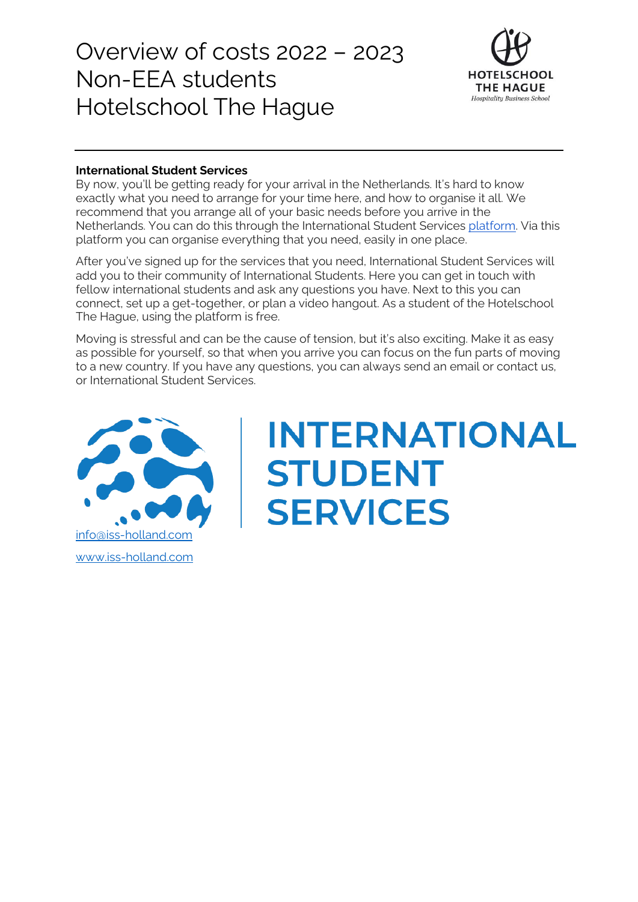# Overview of costs 2022 – 2023
# Non-EEA students
# Hotelschool The Hague

HOTELSCHOOL THE HAGUE
*Hospitality Business School*

**International Student Services**

By now, you'll be getting ready for your arrival in the Netherlands. It's hard to know exactly what you need to arrange for your time here, and how to organise it all. We recommend that you arrange all of your basic needs before you arrive in the Netherlands. You can do this through the International Student Services platform. Via this platform you can organise everything that you need, easily in one place.

After you've signed up for the services that you need, International Student Services will add you to their community of International Students. Here you can get in touch with fellow international students and ask any questions you have. Next to this you can connect, set up a get-together, or plan a video hangout. As a student of the Hotelschool The Hague, using the platform is free.

Moving is stressful and can be the cause of tension, but it's also exciting. Make it as easy as possible for yourself, so that when you arrive you can focus on the fun parts of moving to a new country. If you have any questions, you can always send an email or contact us, or International Student Services.

INTERNATIONAL STUDENT SERVICES

info@iss-holland.com

www.iss-holland.com